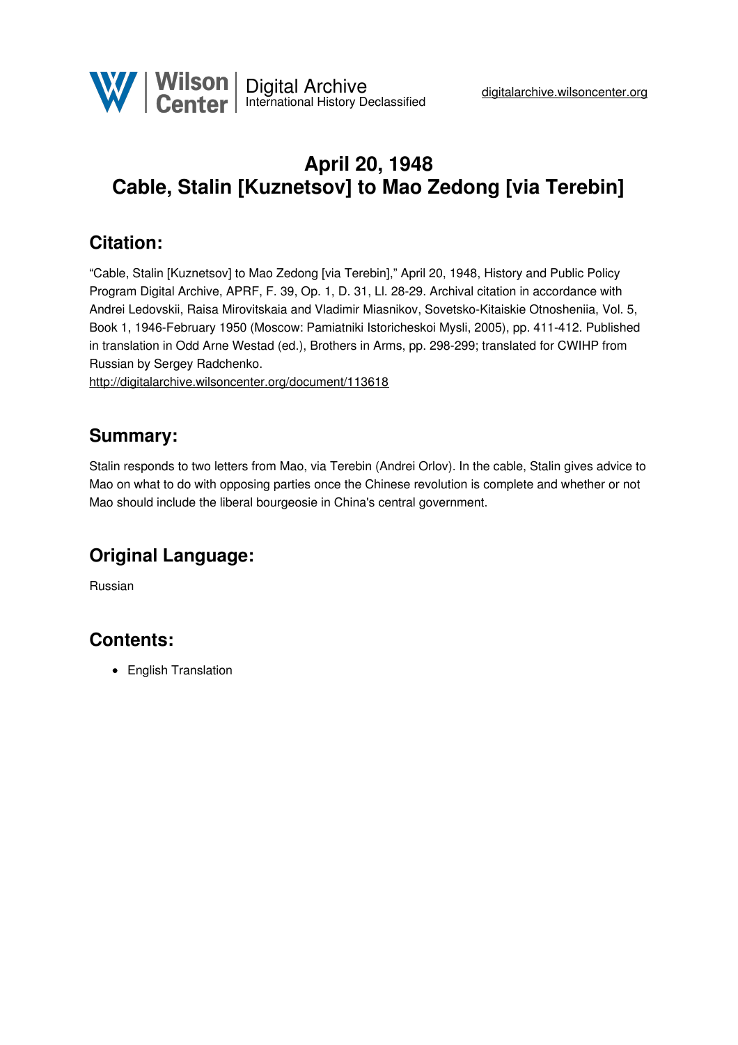# April 20, 1948
# Cable, Stalin [Kuznetsov] to Mao Zedong [via Terebin]

## Citation:

"Cable, Stalin [Kuznetsov] to Mao Zedong [via Terebin]," April 20, 1948, History and Public Policy Program Digital Archive, APRF, F. 39, Op. 1, D. 31, Ll. 28-29. Archival citation in accordance with Andrei Ledovskii, Raisa Mirovitskaia and Vladimir Miasnikov, Sovetsko-Kitaiskie Otnosheniia, Vol. 5, Book 1, 1946-February 1950 (Moscow: Pamiatniki Istoricheskoi Mysli, 2005), pp. 411-412. Published in translation in Odd Arne Westad (ed.), Brothers in Arms, pp. 298-299; translated for CWIHP from Russian by Sergey Radchenko.
http://digitalarchive.wilsoncenter.org/document/113618

## Summary:

Stalin responds to two letters from Mao, via Terebin (Andrei Orlov). In the cable, Stalin gives advice to Mao on what to do with opposing parties once the Chinese revolution is complete and whether or not Mao should include the liberal bourgeosie in China's central government.

## Original Language:

Russian

## Contents:

- English Translation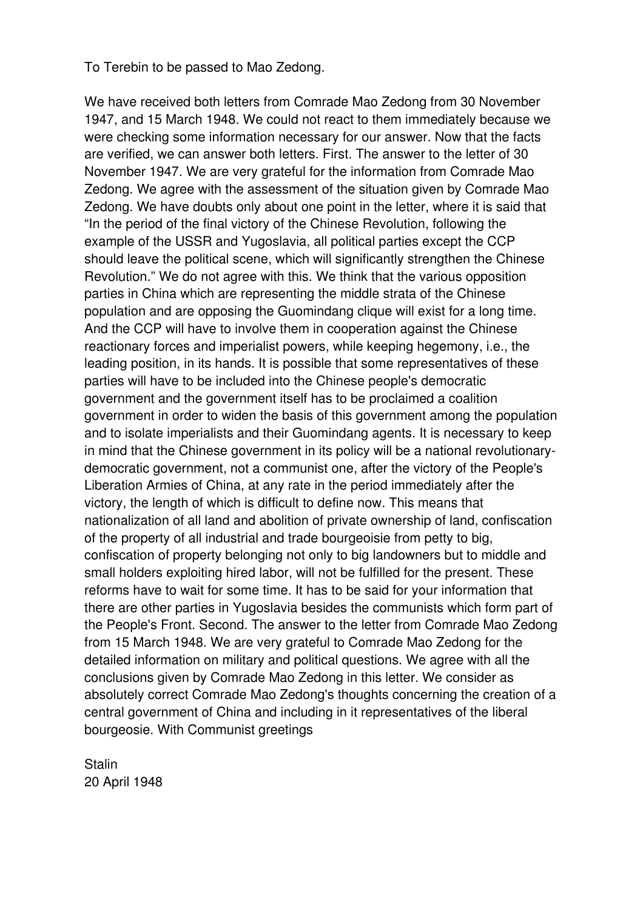To Terebin to be passed to Mao Zedong.

We have received both letters from Comrade Mao Zedong from 30 November 1947, and 15 March 1948. We could not react to them immediately because we were checking some information necessary for our answer. Now that the facts are verified, we can answer both letters. First. The answer to the letter of 30 November 1947. We are very grateful for the information from Comrade Mao Zedong. We agree with the assessment of the situation given by Comrade Mao Zedong. We have doubts only about one point in the letter, where it is said that "In the period of the final victory of the Chinese Revolution, following the example of the USSR and Yugoslavia, all political parties except the CCP should leave the political scene, which will significantly strengthen the Chinese Revolution." We do not agree with this. We think that the various opposition parties in China which are representing the middle strata of the Chinese population and are opposing the Guomindang clique will exist for a long time. And the CCP will have to involve them in cooperation against the Chinese reactionary forces and imperialist powers, while keeping hegemony, i.e., the leading position, in its hands. It is possible that some representatives of these parties will have to be included into the Chinese people's democratic government and the government itself has to be proclaimed a coalition government in order to widen the basis of this government among the population and to isolate imperialists and their Guomindang agents. It is necessary to keep in mind that the Chinese government in its policy will be a national revolutionary-democratic government, not a communist one, after the victory of the People's Liberation Armies of China, at any rate in the period immediately after the victory, the length of which is difficult to define now. This means that nationalization of all land and abolition of private ownership of land, confiscation of the property of all industrial and trade bourgeoisie from petty to big, confiscation of property belonging not only to big landowners but to middle and small holders exploiting hired labor, will not be fulfilled for the present. These reforms have to wait for some time. It has to be said for your information that there are other parties in Yugoslavia besides the communists which form part of the People's Front. Second. The answer to the letter from Comrade Mao Zedong from 15 March 1948. We are very grateful to Comrade Mao Zedong for the detailed information on military and political questions. We agree with all the conclusions given by Comrade Mao Zedong in this letter. We consider as absolutely correct Comrade Mao Zedong's thoughts concerning the creation of a central government of China and including in it representatives of the liberal bourgeosie. With Communist greetings

Stalin
20 April 1948